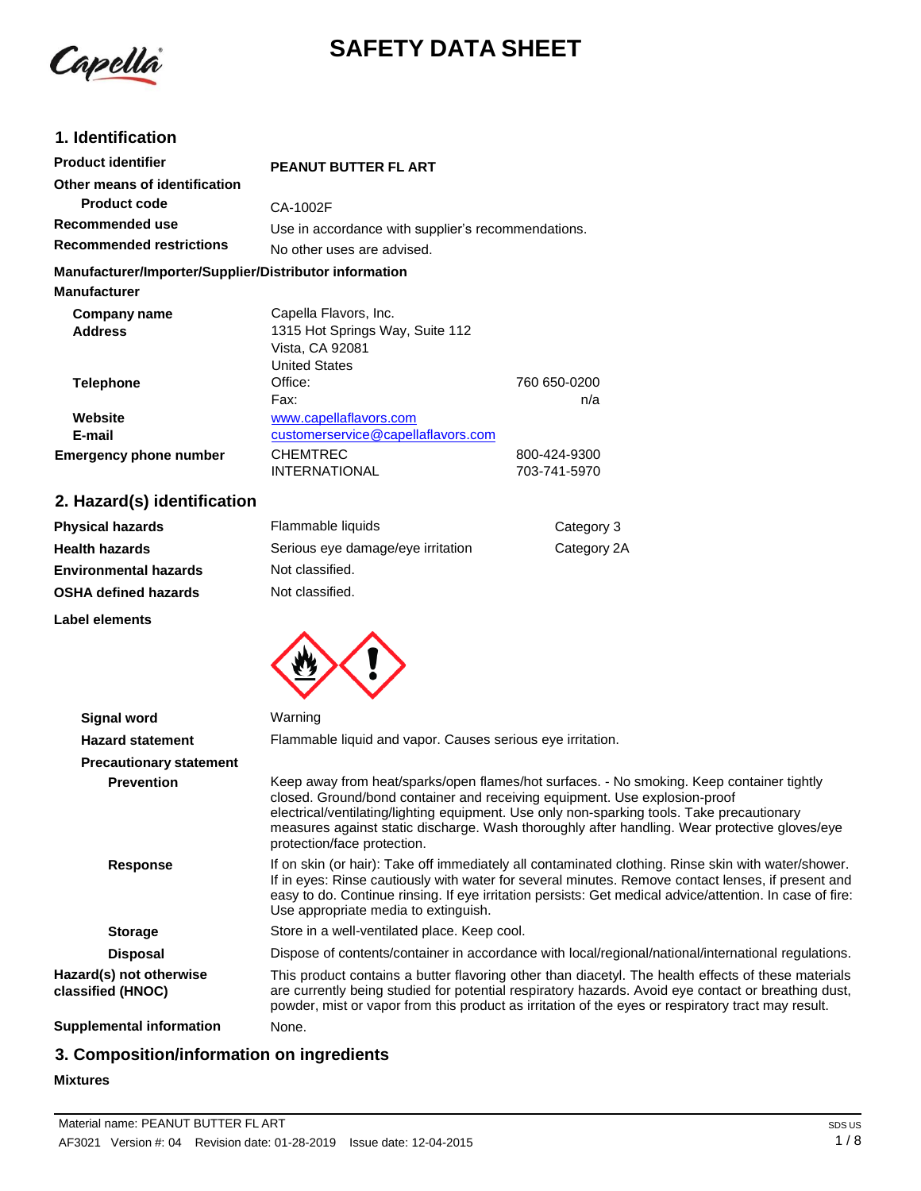# SAFETY DATA SHEET

## 1. Identification

| | | |
|---|---|---|
| **Product identifier** | **PEANUT BUTTER FL ART** | |
| **Other means of identification** | | |
| **Product code** | CA-1002F | |
| **Recommended use** | Use in accordance with supplier's recommendations. | |
| **Recommended restrictions** | No other uses are advised. | |

**Manufacturer/Importer/Supplier/Distributor information**

**Manufacturer**

| | | |
|---|---|---|
| **Company name** | Capella Flavors, Inc. | |
| **Address** | 1315 Hot Springs Way, Suite 112<br>Vista, CA 92081<br>United States | |
| **Telephone** | Office: | 760 650-0200 |
| | Fax: | n/a |
| **Website** | www.capellaflavors.com | |
| **E-mail** | customerservice@capellaflavors.com | |
| **Emergency phone number** | CHEMTREC | 800-424-9300 |
| | INTERNATIONAL | 703-741-5970 |

## 2. Hazard(s) identification

| | | |
|---|---|---|
| **Physical hazards** | Flammable liquids | Category 3 |
| **Health hazards** | Serious eye damage/eye irritation | Category 2A |
| **Environmental hazards** | Not classified. | |
| **OSHA defined hazards** | Not classified. | |

**Label elements**

**Signal word** Warning

**Hazard statement** Flammable liquid and vapor. Causes serious eye irritation.

**Precautionary statement**

**Prevention** Keep away from heat/sparks/open flames/hot surfaces. - No smoking. Keep container tightly closed. Ground/bond container and receiving equipment. Use explosion-proof electrical/ventilating/lighting equipment. Use only non-sparking tools. Take precautionary measures against static discharge. Wash thoroughly after handling. Wear protective gloves/eye protection/face protection.

**Response** If on skin (or hair): Take off immediately all contaminated clothing. Rinse skin with water/shower. If in eyes: Rinse cautiously with water for several minutes. Remove contact lenses, if present and easy to do. Continue rinsing. If eye irritation persists: Get medical advice/attention. In case of fire: Use appropriate media to extinguish.

**Storage** Store in a well-ventilated place. Keep cool.

**Disposal** Dispose of contents/container in accordance with local/regional/national/international regulations.

**Hazard(s) not otherwise classified (HNOC)** This product contains a butter flavoring other than diacetyl. The health effects of these materials are currently being studied for potential respiratory hazards. Avoid eye contact or breathing dust, powder, mist or vapor from this product as irritation of the eyes or respiratory tract may result.

**Supplemental information** None.

## 3. Composition/information on ingredients

**Mixtures**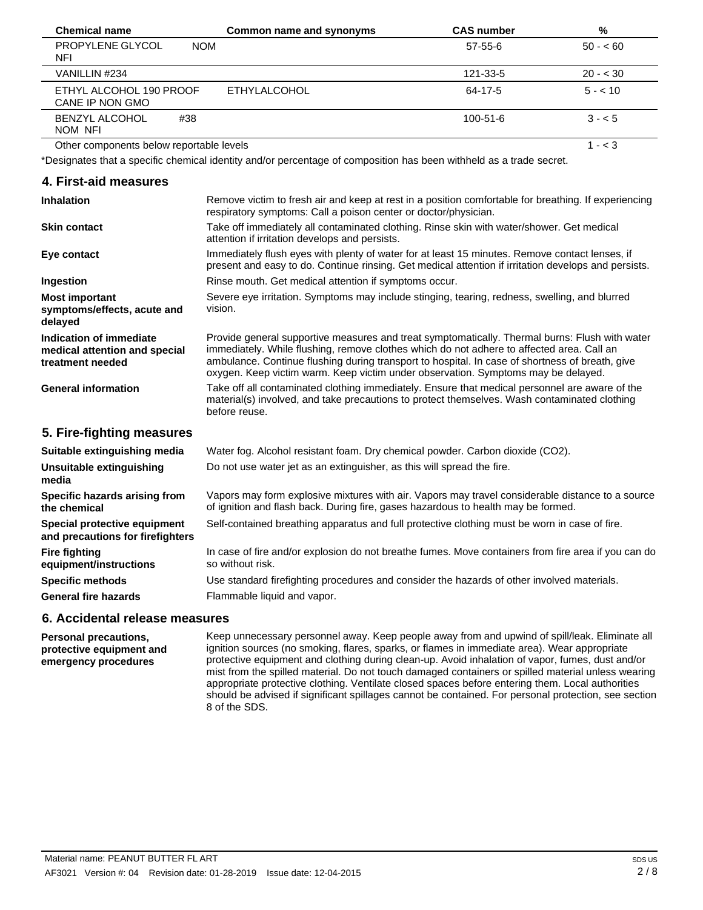| Chemical name | Common name and synonyms | CAS number | % |
|---|---|---|---|
| PROPYLENE GLYCOL NOM NFI | | 57-55-6 | 50 - < 60 |
| VANILLIN #234 | | 121-33-5 | 20 - < 30 |
| ETHYL ALCOHOL 190 PROOF CANE IP NON GMO | ETHYLALCOHOL | 64-17-5 | 5 - < 10 |
| BENZYL ALCOHOL #38 NOM NFI | | 100-51-6 | 3 - < 5 |
| Other components below reportable levels | | | 1 - < 3 |

*Designates that a specific chemical identity and/or percentage of composition has been withheld as a trade secret.

## 4. First-aid measures

**Inhalation** Remove victim to fresh air and keep at rest in a position comfortable for breathing. If experiencing respiratory symptoms: Call a poison center or doctor/physician.

**Skin contact** Take off immediately all contaminated clothing. Rinse skin with water/shower. Get medical attention if irritation develops and persists.

**Eye contact** Immediately flush eyes with plenty of water for at least 15 minutes. Remove contact lenses, if present and easy to do. Continue rinsing. Get medical attention if irritation develops and persists.

**Ingestion** Rinse mouth. Get medical attention if symptoms occur.

**Most important symptoms/effects, acute and delayed** Severe eye irritation. Symptoms may include stinging, tearing, redness, swelling, and blurred vision.

**Indication of immediate medical attention and special treatment needed** Provide general supportive measures and treat symptomatically. Thermal burns: Flush with water immediately. While flushing, remove clothes which do not adhere to affected area. Call an ambulance. Continue flushing during transport to hospital. In case of shortness of breath, give oxygen. Keep victim warm. Keep victim under observation. Symptoms may be delayed.

**General information** Take off all contaminated clothing immediately. Ensure that medical personnel are aware of the material(s) involved, and take precautions to protect themselves. Wash contaminated clothing before reuse.

## 5. Fire-fighting measures

**Suitable extinguishing media** Water fog. Alcohol resistant foam. Dry chemical powder. Carbon dioxide ($CO_2$).

**Unsuitable extinguishing media** Do not use water jet as an extinguisher, as this will spread the fire.

**Specific hazards arising from the chemical** Vapors may form explosive mixtures with air. Vapors may travel considerable distance to a source of ignition and flash back. During fire, gases hazardous to health may be formed.

**Special protective equipment and precautions for firefighters** Self-contained breathing apparatus and full protective clothing must be worn in case of fire.

**Fire fighting equipment/instructions** In case of fire and/or explosion do not breathe fumes. Move containers from fire area if you can do so without risk.

**Specific methods** Use standard firefighting procedures and consider the hazards of other involved materials.

**General fire hazards** Flammable liquid and vapor.

## 6. Accidental release measures

**Personal precautions, protective equipment and emergency procedures** Keep unnecessary personnel away. Keep people away from and upwind of spill/leak. Eliminate all ignition sources (no smoking, flares, sparks, or flames in immediate area). Wear appropriate protective equipment and clothing during clean-up. Avoid inhalation of vapor, fumes, dust and/or mist from the spilled material. Do not touch damaged containers or spilled material unless wearing appropriate protective clothing. Ventilate closed spaces before entering them. Local authorities should be advised if significant spillages cannot be contained. For personal protection, see section 8 of the SDS.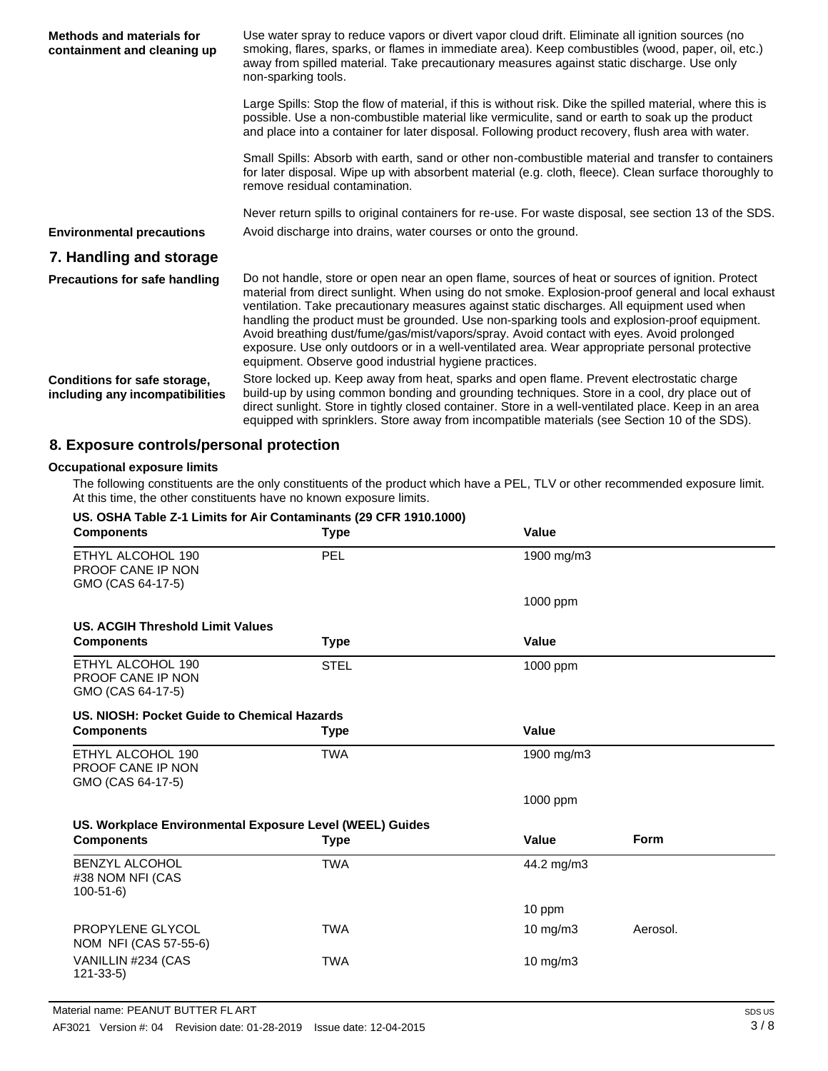**Methods and materials for containment and cleaning up**

Use water spray to reduce vapors or divert vapor cloud drift. Eliminate all ignition sources (no smoking, flares, sparks, or flames in immediate area). Keep combustibles (wood, paper, oil, etc.) away from spilled material. Take precautionary measures against static discharge. Use only non-sparking tools.

Large Spills: Stop the flow of material, if this is without risk. Dike the spilled material, where this is possible. Use a non-combustible material like vermiculite, sand or earth to soak up the product and place into a container for later disposal. Following product recovery, flush area with water.

Small Spills: Absorb with earth, sand or other non-combustible material and transfer to containers for later disposal. Wipe up with absorbent material (e.g. cloth, fleece). Clean surface thoroughly to remove residual contamination.

Never return spills to original containers for re-use. For waste disposal, see section 13 of the SDS.

**Environmental precautions**

Avoid discharge into drains, water courses or onto the ground.

## 7. Handling and storage

**Precautions for safe handling**

Do not handle, store or open near an open flame, sources of heat or sources of ignition. Protect material from direct sunlight. When using do not smoke. Explosion-proof general and local exhaust ventilation. Take precautionary measures against static discharges. All equipment used when handling the product must be grounded. Use non-sparking tools and explosion-proof equipment. Avoid breathing dust/fume/gas/mist/vapors/spray. Avoid contact with eyes. Avoid prolonged exposure. Use only outdoors or in a well-ventilated area. Wear appropriate personal protective equipment. Observe good industrial hygiene practices.

**Conditions for safe storage, including any incompatibilities**

Store locked up. Keep away from heat, sparks and open flame. Prevent electrostatic charge build-up by using common bonding and grounding techniques. Store in a cool, dry place out of direct sunlight. Store in tightly closed container. Store in a well-ventilated place. Keep in an area equipped with sprinklers. Store away from incompatible materials (see Section 10 of the SDS).

## 8. Exposure controls/personal protection

### Occupational exposure limits

The following constituents are the only constituents of the product which have a PEL, TLV or other recommended exposure limit. At this time, the other constituents have no known exposure limits.

**US. OSHA Table Z-1 Limits for Air Contaminants (29 CFR 1910.1000)**

| Components | Type | Value |
|---|---|---|
| ETHYL ALCOHOL 190 PROOF CANE IP NON GMO (CAS 64-17-5) | PEL | 1900 mg/m3 |
| | | 1000 ppm |

**US. ACGIH Threshold Limit Values**

| Components | Type | Value |
|---|---|---|
| ETHYL ALCOHOL 190 PROOF CANE IP NON GMO (CAS 64-17-5) | STEL | 1000 ppm |

**US. NIOSH: Pocket Guide to Chemical Hazards**

| Components | Type | Value |
|---|---|---|
| ETHYL ALCOHOL 190 PROOF CANE IP NON GMO (CAS 64-17-5) | TWA | 1900 mg/m3 |
| | | 1000 ppm |

**US. Workplace Environmental Exposure Level (WEEL) Guides**

| Components | Type | Value | Form |
|---|---|---|---|
| BENZYL ALCOHOL #38 NOM NFI (CAS 100-51-6) | TWA | 44.2 mg/m3 | |
| | | 10 ppm | |
| PROPYLENE GLYCOL NOM NFI (CAS 57-55-6) | TWA | 10 mg/m3 | Aerosol. |
| VANILLIN #234 (CAS 121-33-5) | TWA | 10 mg/m3 | |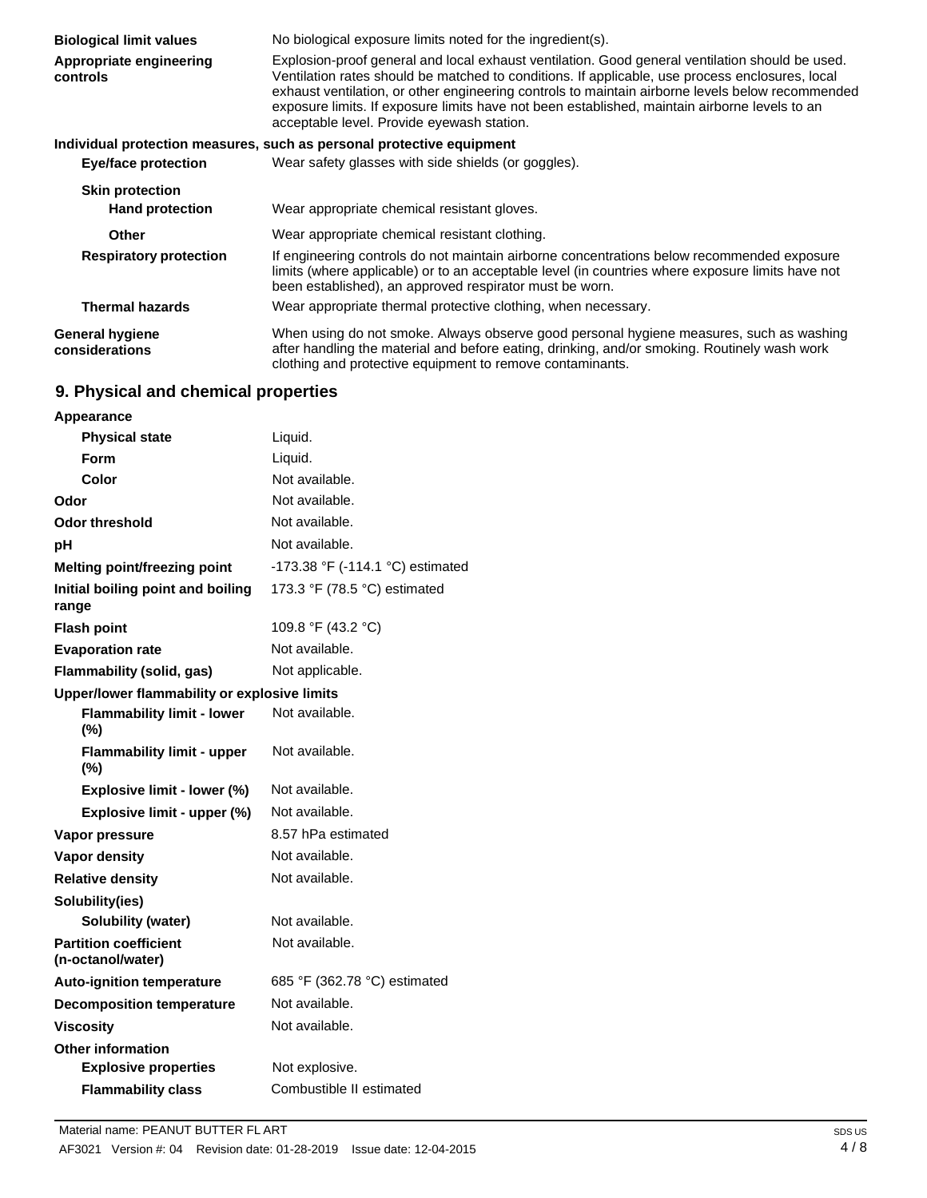| | |
|---|---|
| **Biological limit values** | No biological exposure limits noted for the ingredient(s). |
| **Appropriate engineering controls** | Explosion-proof general and local exhaust ventilation. Good general ventilation should be used. Ventilation rates should be matched to conditions. If applicable, use process enclosures, local exhaust ventilation, or other engineering controls to maintain airborne levels below recommended exposure limits. If exposure limits have not been established, maintain airborne levels to an acceptable level. Provide eyewash station. |

**Individual protection measures, such as personal protective equipment**

| | |
|---|---|
| **Eye/face protection** | Wear safety glasses with side shields (or goggles). |
| **Skin protection** | |
| **Hand protection** | Wear appropriate chemical resistant gloves. |
| **Other** | Wear appropriate chemical resistant clothing. |
| **Respiratory protection** | If engineering controls do not maintain airborne concentrations below recommended exposure limits (where applicable) or to an acceptable level (in countries where exposure limits have not been established), an approved respirator must be worn. |
| **Thermal hazards** | Wear appropriate thermal protective clothing, when necessary. |
| **General hygiene considerations** | When using do not smoke. Always observe good personal hygiene measures, such as washing after handling the material and before eating, drinking, and/or smoking. Routinely wash work clothing and protective equipment to remove contaminants. |

## 9. Physical and chemical properties

| | |
|---|---|
| **Appearance** | |
| **Physical state** | Liquid. |
| **Form** | Liquid. |
| **Color** | Not available. |
| **Odor** | Not available. |
| **Odor threshold** | Not available. |
| **pH** | Not available. |
| **Melting point/freezing point** | -173.38 °F (-114.1 °C) estimated |
| **Initial boiling point and boiling range** | 173.3 °F (78.5 °C) estimated |
| **Flash point** | 109.8 °F (43.2 °C) |
| **Evaporation rate** | Not available. |
| **Flammability (solid, gas)** | Not applicable. |
| **Upper/lower flammability or explosive limits** | |
| **Flammability limit - lower (%)** | Not available. |
| **Flammability limit - upper (%)** | Not available. |
| **Explosive limit - lower (%)** | Not available. |
| **Explosive limit - upper (%)** | Not available. |
| **Vapor pressure** | 8.57 hPa estimated |
| **Vapor density** | Not available. |
| **Relative density** | Not available. |
| **Solubility(ies)** | |
| **Solubility (water)** | Not available. |
| **Partition coefficient (n-octanol/water)** | Not available. |
| **Auto-ignition temperature** | 685 °F (362.78 °C) estimated |
| **Decomposition temperature** | Not available. |
| **Viscosity** | Not available. |
| **Other information** | |
| **Explosive properties** | Not explosive. |
| **Flammability class** | Combustible II estimated |

Material name: PEANUT BUTTER FL ART

AF3021 Version #: 04 Revision date: 01-28-2019 Issue date: 12-04-2015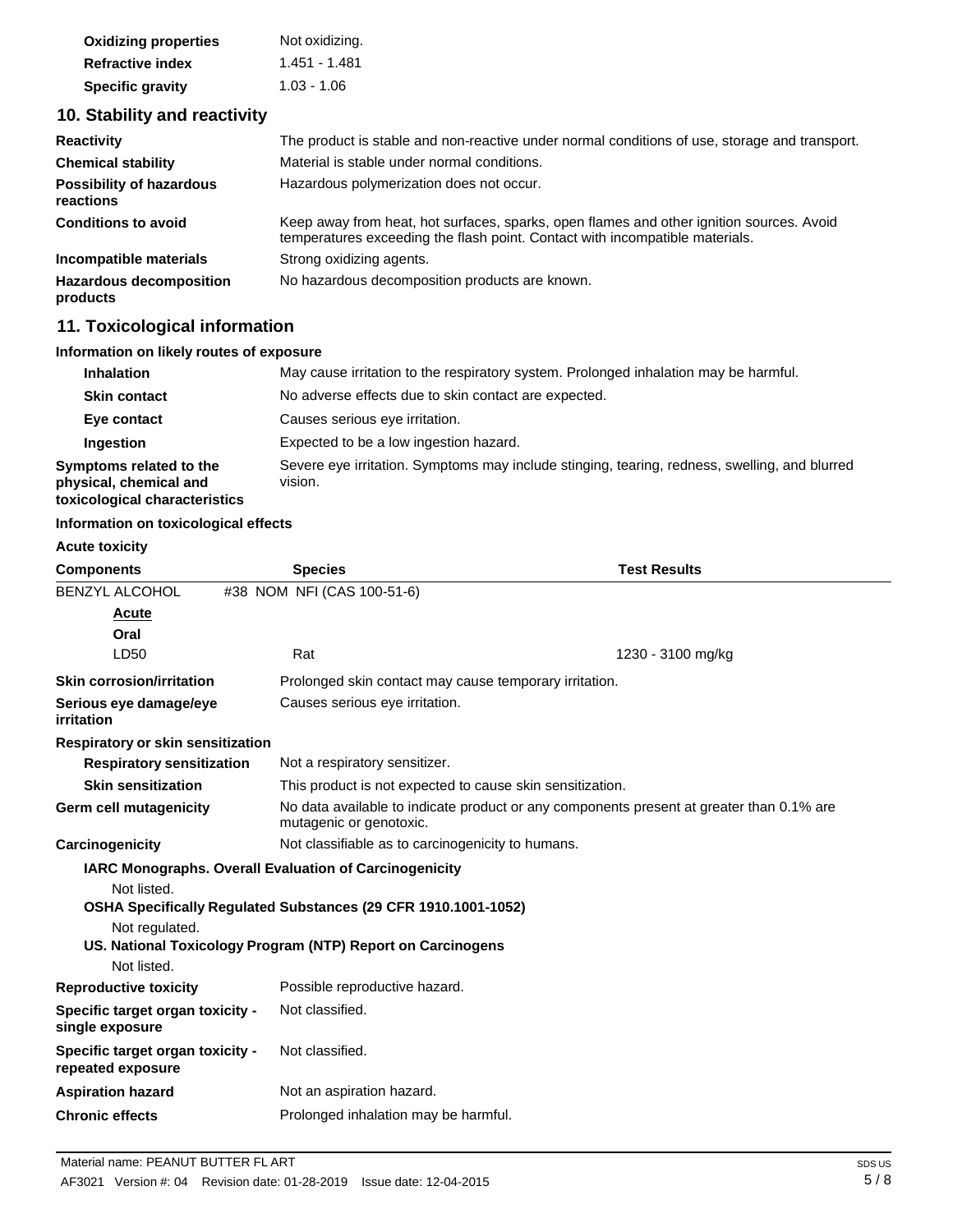| | |
|---|---|
| **Oxidizing properties** | Not oxidizing. |
| **Refractive index** | 1.451 - 1.481 |
| **Specific gravity** | 1.03 - 1.06 |

## 10. Stability and reactivity

| | |
|---|---|
| **Reactivity** | The product is stable and non-reactive under normal conditions of use, storage and transport. |
| **Chemical stability** | Material is stable under normal conditions. |
| **Possibility of hazardous reactions** | Hazardous polymerization does not occur. |
| **Conditions to avoid** | Keep away from heat, hot surfaces, sparks, open flames and other ignition sources. Avoid temperatures exceeding the flash point. Contact with incompatible materials. |
| **Incompatible materials** | Strong oxidizing agents. |
| **Hazardous decomposition products** | No hazardous decomposition products are known. |

## 11. Toxicological information

**Information on likely routes of exposure**

| | |
|---|---|
| **Inhalation** | May cause irritation to the respiratory system. Prolonged inhalation may be harmful. |
| **Skin contact** | No adverse effects due to skin contact are expected. |
| **Eye contact** | Causes serious eye irritation. |
| **Ingestion** | Expected to be a low ingestion hazard. |
| **Symptoms related to the physical, chemical and toxicological characteristics** | Severe eye irritation. Symptoms may include stinging, tearing, redness, swelling, and blurred vision. |

**Information on toxicological effects**

**Acute toxicity**

| Components | Species | Test Results |
|---|---|---|
| BENZYL ALCOHOL | #38 NOM NFI (CAS 100-51-6) | |
| __Acute__ | | |
| **Oral** | | |
| LD50 | Rat | 1230 - 3100 mg/kg |

| | |
|---|---|
| **Skin corrosion/irritation** | Prolonged skin contact may cause temporary irritation. |
| **Serious eye damage/eye irritation** | Causes serious eye irritation. |
| **Respiratory or skin sensitization** | |
| **Respiratory sensitization** | Not a respiratory sensitizer. |
| **Skin sensitization** | This product is not expected to cause skin sensitization. |
| **Germ cell mutagenicity** | No data available to indicate product or any components present at greater than 0.1% are mutagenic or genotoxic. |
| **Carcinogenicity** | Not classifiable as to carcinogenicity to humans. |

**IARC Monographs. Overall Evaluation of Carcinogenicity**

Not listed.

**OSHA Specifically Regulated Substances (29 CFR 1910.1001-1052)**

Not regulated.

**US. National Toxicology Program (NTP) Report on Carcinogens**

Not listed.

| | |
|---|---|
| **Reproductive toxicity** | Possible reproductive hazard. |
| **Specific target organ toxicity - single exposure** | Not classified. |
| **Specific target organ toxicity - repeated exposure** | Not classified. |
| **Aspiration hazard** | Not an aspiration hazard. |
| **Chronic effects** | Prolonged inhalation may be harmful. |

Material name: PEANUT BUTTER FL ART

AF3021 Version #: 04 Revision date: 01-28-2019 Issue date: 12-04-2015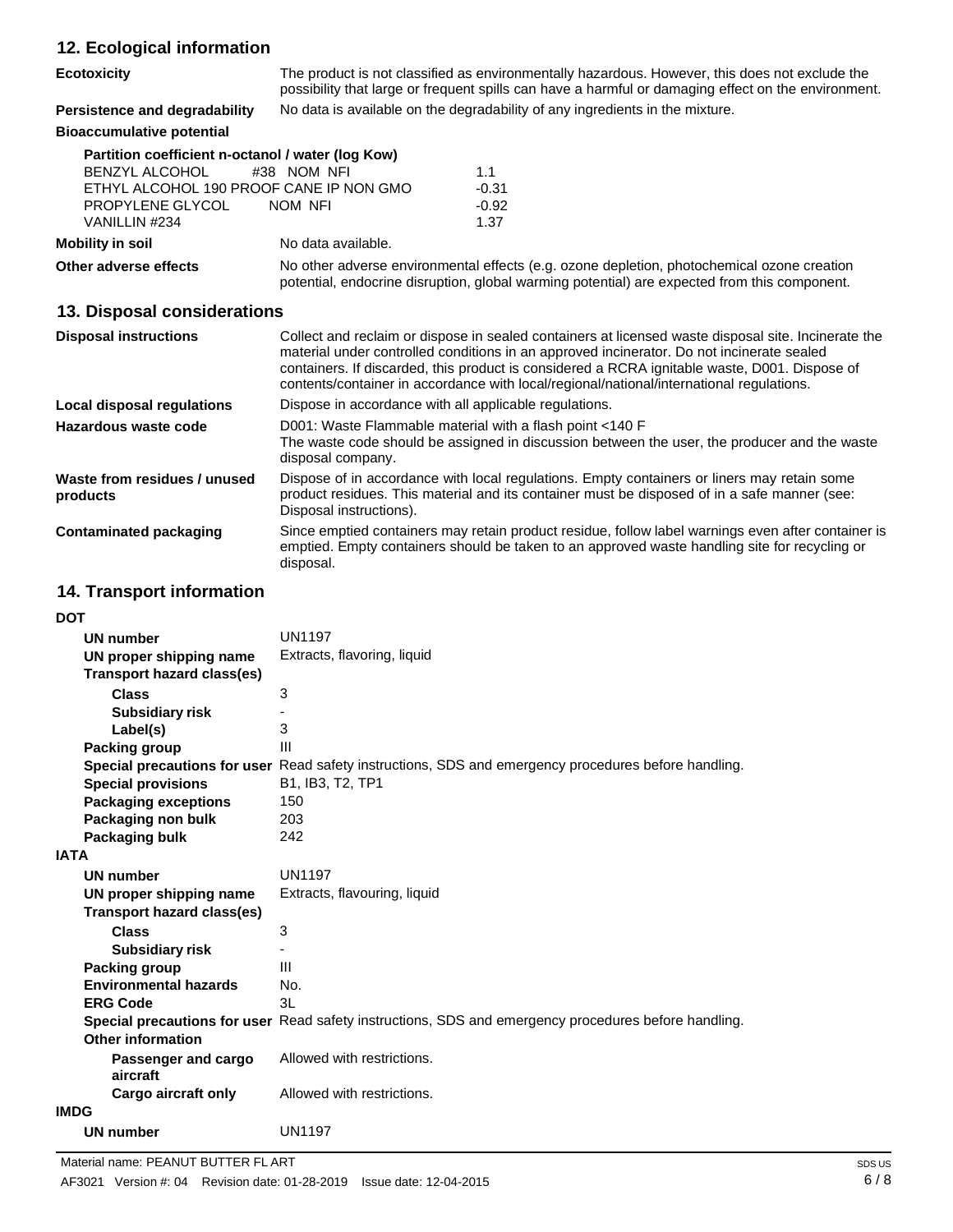## 12. Ecological information

**Ecotoxicity** The product is not classified as environmentally hazardous. However, this does not exclude the possibility that large or frequent spills can have a harmful or damaging effect on the environment.

**Persistence and degradability** No data is available on the degradability of any ingredients in the mixture.

**Bioaccumulative potential**

**Partition coefficient n-octanol / water (log Kow)**

| | |
|---|---|
| BENZYL ALCOHOL #38 NOM NFI | 1.1 |
| ETHYL ALCOHOL 190 PROOF CANE IP NON GMO | -0.31 |
| PROPYLENE GLYCOL NOM NFI | -0.92 |
| VANILLIN #234 | 1.37 |

**Mobility in soil** No data available.

**Other adverse effects** No other adverse environmental effects (e.g. ozone depletion, photochemical ozone creation potential, endocrine disruption, global warming potential) are expected from this component.

## 13. Disposal considerations

**Disposal instructions** Collect and reclaim or dispose in sealed containers at licensed waste disposal site. Incinerate the material under controlled conditions in an approved incinerator. Do not incinerate sealed containers. If discarded, this product is considered a RCRA ignitable waste, D001. Dispose of contents/container in accordance with local/regional/national/international regulations.

**Local disposal regulations** Dispose in accordance with all applicable regulations.

**Hazardous waste code** D001: Waste Flammable material with a flash point <140 F
The waste code should be assigned in discussion between the user, the producer and the waste disposal company.

**Waste from residues / unused products** Dispose of in accordance with local regulations. Empty containers or liners may retain some product residues. This material and its container must be disposed of in a safe manner (see: Disposal instructions).

**Contaminated packaging** Since emptied containers may retain product residue, follow label warnings even after container is emptied. Empty containers should be taken to an approved waste handling site for recycling or disposal.

## 14. Transport information

**DOT**

| | |
|---|---|
| **UN number** | UN1197 |
| **UN proper shipping name** | Extracts, flavoring, liquid |
| **Transport hazard class(es)** | |
| **Class** | 3 |
| **Subsidiary risk** | - |
| **Label(s)** | 3 |
| **Packing group** | III |
| **Special precautions for user** | Read safety instructions, SDS and emergency procedures before handling. |
| **Special provisions** | B1, IB3, T2, TP1 |
| **Packaging exceptions** | 150 |
| **Packaging non bulk** | 203 |
| **Packaging bulk** | 242 |

**IATA**

| | |
|---|---|
| **UN number** | UN1197 |
| **UN proper shipping name** | Extracts, flavouring, liquid |
| **Transport hazard class(es)** | |
| **Class** | 3 |
| **Subsidiary risk** | - |
| **Packing group** | III |
| **Environmental hazards** | No. |
| **ERG Code** | 3L |
| **Special precautions for user** | Read safety instructions, SDS and emergency procedures before handling. |
| **Other information** | |
| **Passenger and cargo aircraft** | Allowed with restrictions. |
| **Cargo aircraft only** | Allowed with restrictions. |

**IMDG**

| | |
|---|---|
| **UN number** | UN1197 |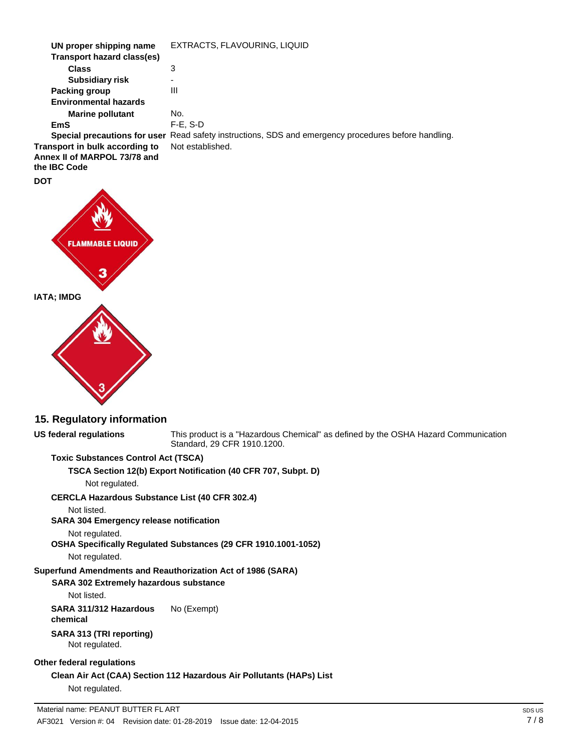| | |
|---|---|
| **UN proper shipping name** | EXTRACTS, FLAVOURING, LIQUID |
| **Transport hazard class(es)** | |
| **Class** | 3 |
| **Subsidiary risk** | - |
| **Packing group** | III |
| **Environmental hazards** | |
| **Marine pollutant** | No. |
| **EmS** | F-E, S-D |
| **Special precautions for user** | Read safety instructions, SDS and emergency procedures before handling. |

**Transport in bulk according to Annex II of MARPOL 73/78 and the IBC Code** Not established.

**DOT**

**IATA; IMDG**

## 15. Regulatory information

**US federal regulations** This product is a "Hazardous Chemical" as defined by the OSHA Hazard Communication Standard, 29 CFR 1910.1200.

**Toxic Substances Control Act (TSCA)**

**TSCA Section 12(b) Export Notification (40 CFR 707, Subpt. D)**

Not regulated.

**CERCLA Hazardous Substance List (40 CFR 302.4)**

Not listed.

**SARA 304 Emergency release notification**

Not regulated.

**OSHA Specifically Regulated Substances (29 CFR 1910.1001-1052)**

Not regulated.

**Superfund Amendments and Reauthorization Act of 1986 (SARA)**

**SARA 302 Extremely hazardous substance**

Not listed.

**SARA 311/312 Hazardous chemical** No (Exempt)

**SARA 313 (TRI reporting)**

Not regulated.

**Other federal regulations**

**Clean Air Act (CAA) Section 112 Hazardous Air Pollutants (HAPs) List**

Not regulated.

Material name: PEANUT BUTTER FL ART

AF3021 Version #: 04 Revision date: 01-28-2019 Issue date: 12-04-2015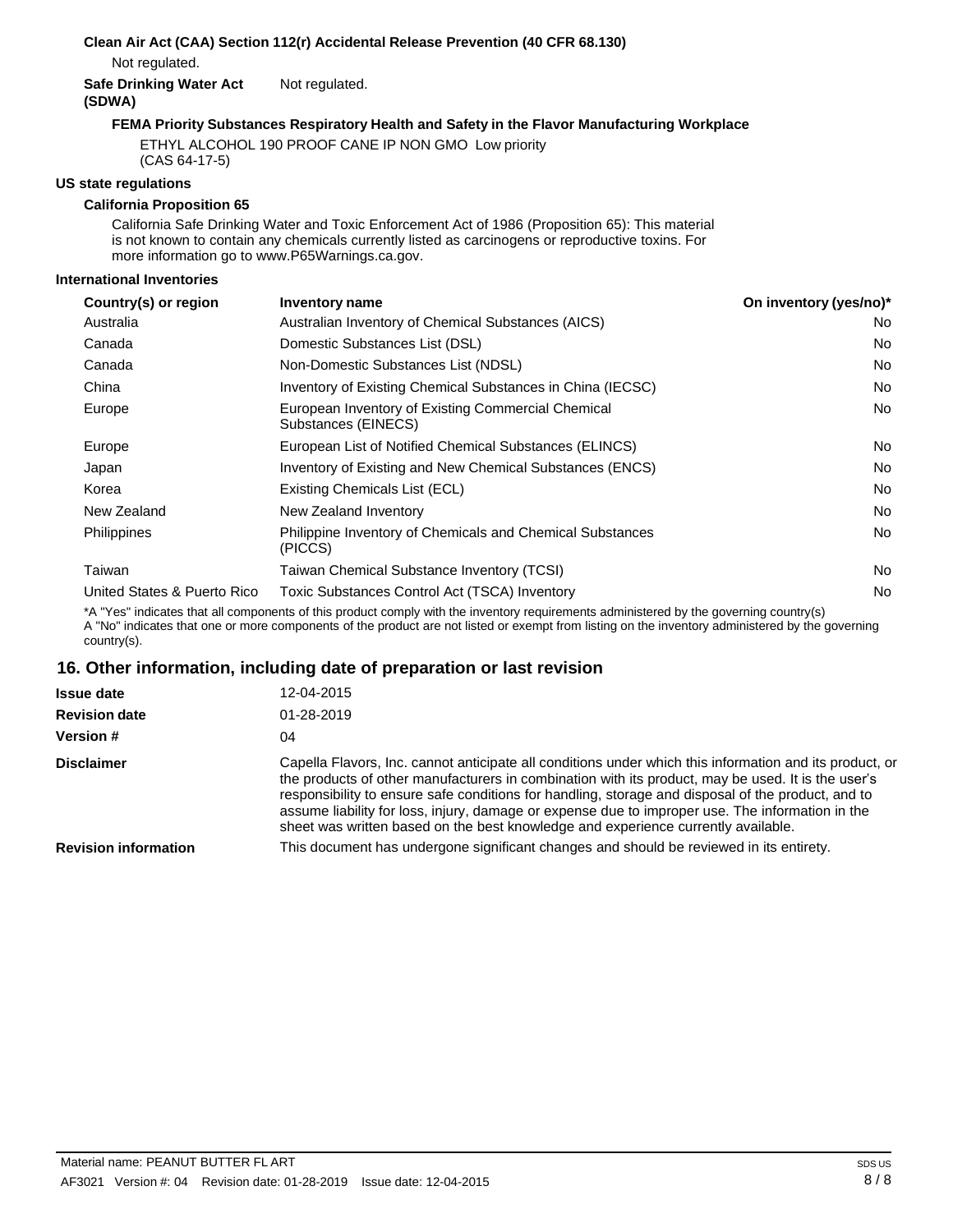**Clean Air Act (CAA) Section 112(r) Accidental Release Prevention (40 CFR 68.130)**

Not regulated.

**Safe Drinking Water Act (SDWA)** Not regulated.

**FEMA Priority Substances Respiratory Health and Safety in the Flavor Manufacturing Workplace**

ETHYL ALCOHOL 190 PROOF CANE IP NON GMO (CAS 64-17-5) Low priority

**US state regulations**

**California Proposition 65**

California Safe Drinking Water and Toxic Enforcement Act of 1986 (Proposition 65): This material is not known to contain any chemicals currently listed as carcinogens or reproductive toxins. For more information go to www.P65Warnings.ca.gov.

**International Inventories**

| Country(s) or region | Inventory name | On inventory (yes/no)* |
|---|---|---|
| Australia | Australian Inventory of Chemical Substances (AICS) | No |
| Canada | Domestic Substances List (DSL) | No |
| Canada | Non-Domestic Substances List (NDSL) | No |
| China | Inventory of Existing Chemical Substances in China (IECSC) | No |
| Europe | European Inventory of Existing Commercial Chemical Substances (EINECS) | No |
| Europe | European List of Notified Chemical Substances (ELINCS) | No |
| Japan | Inventory of Existing and New Chemical Substances (ENCS) | No |
| Korea | Existing Chemicals List (ECL) | No |
| New Zealand | New Zealand Inventory | No |
| Philippines | Philippine Inventory of Chemicals and Chemical Substances (PICCS) | No |
| Taiwan | Taiwan Chemical Substance Inventory (TCSI) | No |
| United States & Puerto Rico | Toxic Substances Control Act (TSCA) Inventory | No |

*A "Yes" indicates that all components of this product comply with the inventory requirements administered by the governing country(s)
A "No" indicates that one or more components of the product are not listed or exempt from listing on the inventory administered by the governing country(s).

## 16. Other information, including date of preparation or last revision

**Issue date** 12-04-2015

**Revision date** 01-28-2019

**Version #** 04

**Disclaimer** Capella Flavors, Inc. cannot anticipate all conditions under which this information and its product, or the products of other manufacturers in combination with its product, may be used. It is the user's responsibility to ensure safe conditions for handling, storage and disposal of the product, and to assume liability for loss, injury, damage or expense due to improper use. The information in the sheet was written based on the best knowledge and experience currently available.

**Revision information** This document has undergone significant changes and should be reviewed in its entirety.